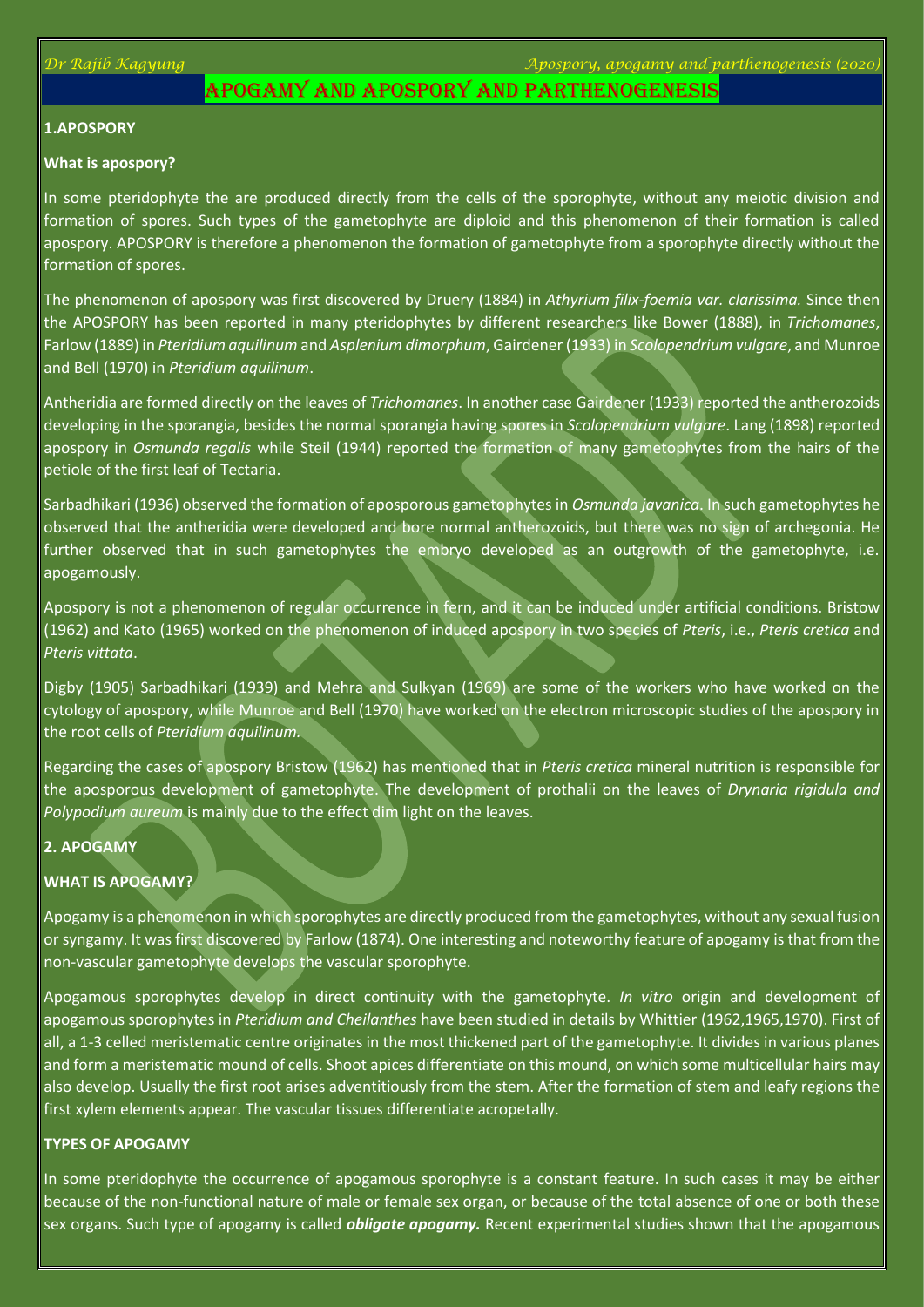# APOGAMY AND APOSPORY AND PARTHENOGENESIS

**1.APOSPORY**

**What is apospory?**

In some pteridophyte the are produced directly from the cells of the sporophyte, without any meiotic division and formation of spores. Such types of the gametophyte are diploid and this phenomenon of their formation is called apospory. APOSPORY is therefore a phenomenon the formation of gametophyte from a sporophyte directly without the formation of spores.

The phenomenon of apospory was first discovered by Druery (1884) in *Athyrium filix-foemia var. clarissima.* Since then the APOSPORY has been reported in many pteridophytes by different researchers like Bower (1888), in *Trichomanes*, Farlow (1889) in *Pteridium aquilinum* and *Asplenium dimorphum*, Gairdener (1933) in *Scolopendrium vulgare*, and Munroe and Bell (1970) in *Pteridium aquilinum*.

Antheridia are formed directly on the leaves of *Trichomanes*. In another case Gairdener (1933) reported the antherozoids developing in the sporangia, besides the normal sporangia having spores in *Scolopendrium vulgare*. Lang (1898) reported apospory in *Osmunda regalis* while Steil (1944) reported the formation of many gametophytes from the hairs of the petiole of the first leaf of Tectaria.

Sarbadhikari (1936) observed the formation of aposporous gametophytes in *Osmunda javanica*. In such gametophytes he observed that the antheridia were developed and bore normal antherozoids, but there was no sign of archegonia. He further observed that in such gametophytes the embryo developed as an outgrowth of the gametophyte, i.e. apogamously.

Apospory is not a phenomenon of regular occurrence in fern, and it can be induced under artificial conditions. Bristow (1962) and Kato (1965) worked on the phenomenon of induced apospory in two species of *Pteris*, i.e., *Pteris cretica* and *Pteris vittata*.

Digby (1905) Sarbadhikari (1939) and Mehra and Sulkyan (1969) are some of the workers who have worked on the cytology of apospory, while Munroe and Bell (1970) have worked on the electron microscopic studies of the apospory in the root cells of *Pteridium aquilinum.*

Regarding the cases of apospory Bristow (1962) has mentioned that in *Pteris cretica* mineral nutrition is responsible for the aposporous development of gametophyte. The development of prothalii on the leaves of *Drynaria rigidula and Polypodium aureum* is mainly due to the effect dim light on the leaves.

**2. APOGAMY**

**WHAT IS APOGAMY?**

Apogamy is a phenomenon in which sporophytes are directly produced from the gametophytes, without any sexual fusion or syngamy. It was first discovered by Farlow (1874). One interesting and noteworthy feature of apogamy is that from the non-vascular gametophyte develops the vascular sporophyte.

Apogamous sporophytes develop in direct continuity with the gametophyte. *In vitro* origin and development of apogamous sporophytes in *Pteridium and Cheilanthes* have been studied in details by Whittier (1962,1965,1970). First of all, a 1-3 celled meristematic centre originates in the most thickened part of the gametophyte. It divides in various planes and form a meristematic mound of cells. Shoot apices differentiate on this mound, on which some multicellular hairs may also develop. Usually the first root arises adventitiously from the stem. After the formation of stem and leafy regions the first xylem elements appear. The vascular tissues differentiate acropetally.

**TYPES OF APOGAMY**

In some pteridophyte the occurrence of apogamous sporophyte is a constant feature. In such cases it may be either because of the non-functional nature of male or female sex organ, or because of the total absence of one or both these sex organs. Such type of apogamy is called ***obligate apogamy.*** Recent experimental studies shown that the apogamous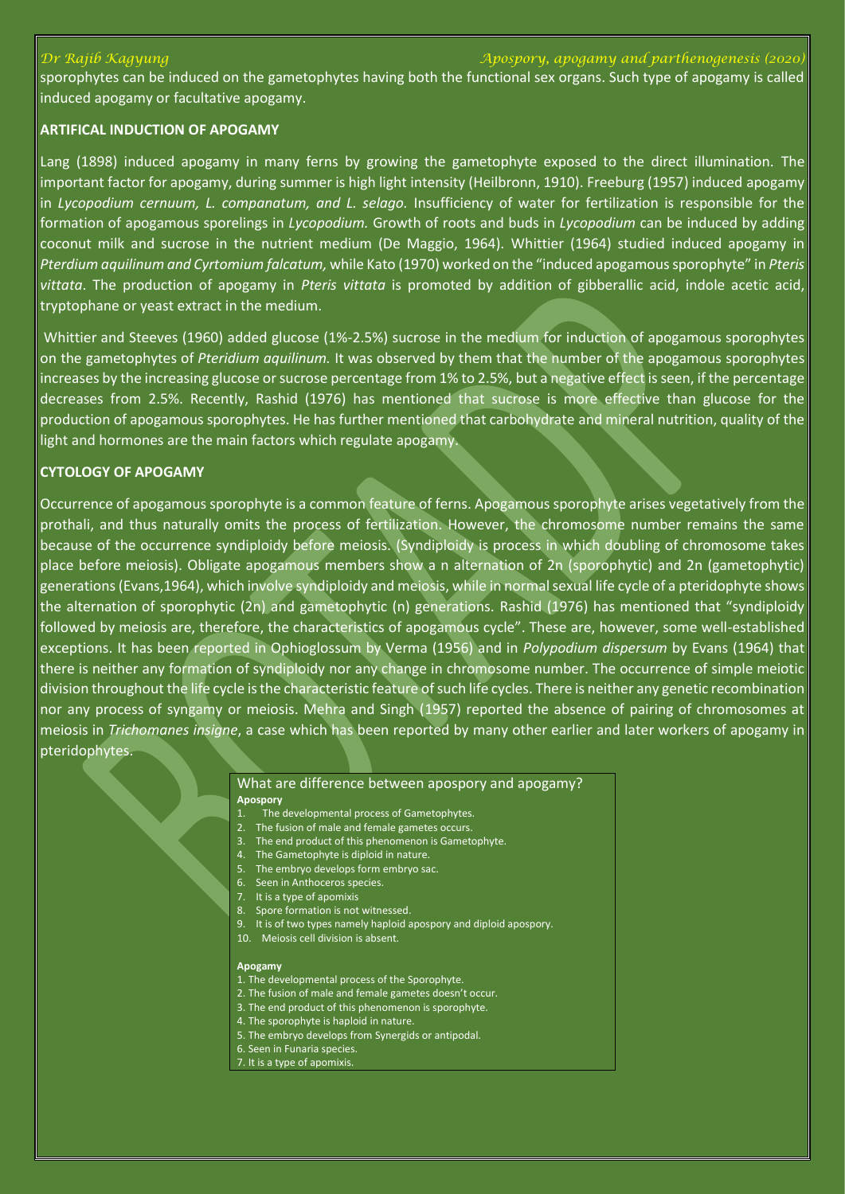sporophytes can be induced on the gametophytes having both the functional sex organs. Such type of apogamy is called induced apogamy or facultative apogamy.

**ARTIFICAL INDUCTION OF APOGAMY**

Lang (1898) induced apogamy in many ferns by growing the gametophyte exposed to the direct illumination. The important factor for apogamy, during summer is high light intensity (Heilbronn, 1910). Freeburg (1957) induced apogamy in *Lycopodium cernuum, L. companatum, and L. selago.* Insufficiency of water for fertilization is responsible for the formation of apogamous sporelings in *Lycopodium.* Growth of roots and buds in *Lycopodium* can be induced by adding coconut milk and sucrose in the nutrient medium (De Maggio, 1964). Whittier (1964) studied induced apogamy in *Pterdium aquilinum and Cyrtomium falcatum,* while Kato (1970) worked on the "induced apogamous sporophyte" in *Pteris vittata*. The production of apogamy in *Pteris vittata* is promoted by addition of gibberallic acid, indole acetic acid, tryptophane or yeast extract in the medium.

Whittier and Steeves (1960) added glucose (1%-2.5%) sucrose in the medium for induction of apogamous sporophytes on the gametophytes of *Pteridium aquilinum.* It was observed by them that the number of the apogamous sporophytes increases by the increasing glucose or sucrose percentage from 1% to 2.5%, but a negative effect is seen, if the percentage decreases from 2.5%. Recently, Rashid (1976) has mentioned that sucrose is more effective than glucose for the production of apogamous sporophytes. He has further mentioned that carbohydrate and mineral nutrition, quality of the light and hormones are the main factors which regulate apogamy.

**CYTOLOGY OF APOGAMY**

Occurrence of apogamous sporophyte is a common feature of ferns. Apogamous sporophyte arises vegetatively from the prothali, and thus naturally omits the process of fertilization. However, the chromosome number remains the same because of the occurrence syndiploidy before meiosis. (Syndiploidy is process in which doubling of chromosome takes place before meiosis). Obligate apogamous members show a n alternation of 2n (sporophytic) and 2n (gametophytic) generations (Evans,1964), which involve syndiploidy and meiosis, while in normal sexual life cycle of a pteridophyte shows the alternation of sporophytic (2n) and gametophytic (n) generations. Rashid (1976) has mentioned that "syndiploidy followed by meiosis are, therefore, the characteristics of apogamous cycle". These are, however, some well-established exceptions. It has been reported in Ophioglossum by Verma (1956) and in *Polypodium dispersum* by Evans (1964) that there is neither any formation of syndiploidy nor any change in chromosome number. The occurrence of simple meiotic division throughout the life cycle is the characteristic feature of such life cycles. There is neither any genetic recombination nor any process of syngamy or meiosis. Mehra and Singh (1957) reported the absence of pairing of chromosomes at meiosis in *Trichomanes insigne*, a case which has been reported by many other earlier and later workers of apogamy in pteridophytes.

What are difference between apospory and apogamy?

**Apospory**

1. The developmental process of Gametophytes.
2. The fusion of male and female gametes occurs.
3. The end product of this phenomenon is Gametophyte.
4. The Gametophyte is diploid in nature.
5. The embryo develops form embryo sac.
6. Seen in Anthoceros species.
7. It is a type of apomixis
8. Spore formation is not witnessed.
9. It is of two types namely haploid apospory and diploid apospory.
10. Meiosis cell division is absent.

**Apogamy**

1. The developmental process of the Sporophyte.
2. The fusion of male and female gametes doesn't occur.
3. The end product of this phenomenon is sporophyte.
4. The sporophyte is haploid in nature.
5. The embryo develops from Synergids or antipodal.
6. Seen in Funaria species.
7. It is a type of apomixis.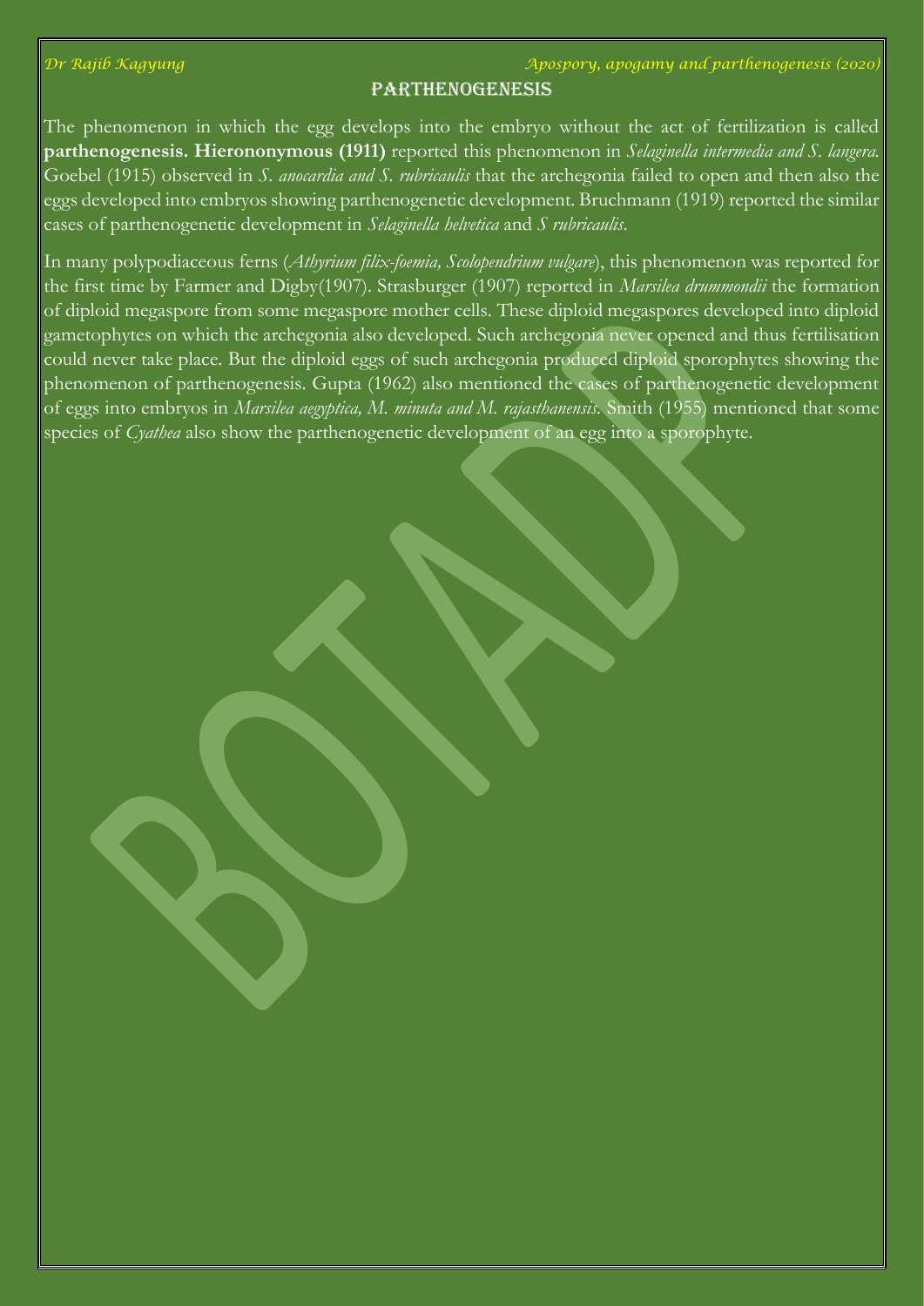## PARTHENOGENESIS

The phenomenon in which the egg develops into the embryo without the act of fertilization is called **parthenogenesis. Hieronnonymous (1911)** reported this phenomenon in *Selaginella intermedia and S. langera.* Goebel (1915) observed in *S. anocardia and S. rubricaulis* that the archegonia failed to open and then also the eggs developed into embryos showing parthenogenetic development. Bruchmann (1919) reported the similar cases of parthenogenetic development in *Selaginella helvetica* and *S rubricaulis*.

In many polypodiaceous ferns (*Athyrium filix-foemia, Scolopendrium vulgare*), this phenomenon was reported for the first time by Farmer and Digby(1907). Strasburger (1907) reported in *Marsilea drummondii* the formation of diploid megaspore from some megaspore mother cells. These diploid megaspores developed into diploid gametophytes on which the archegonia also developed. Such archegonia never opened and thus fertilisation could never take place. But the diploid eggs of such archegonia produced diploid sporophytes showing the phenomenon of parthenogenesis. Gupta (1962) also mentioned the cases of parthenogenetic development of eggs into embryos in *Marsilea aegyptica, M. minuta and M. rajasthanensis*. Smith (1955) mentioned that some species of *Cyathea* also show the parthenogenetic development of an egg into a sporophyte.